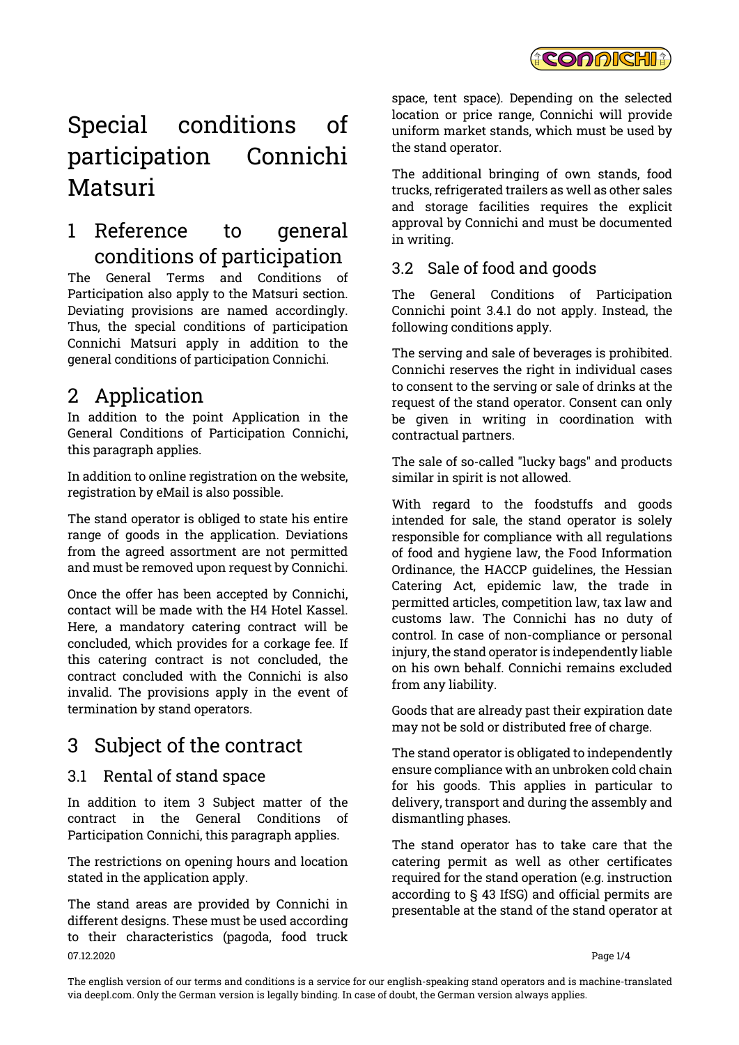# Special conditions of participation Connichi Matsuri

## 1 Reference to general conditions of participation

The General Terms and Conditions of Participation also apply to the Matsuri section. Deviating provisions are named accordingly. Thus, the special conditions of participation Connichi Matsuri apply in addition to the general conditions of participation Connichi.

## 2 Application

In addition to the point Application in the General Conditions of Participation Connichi, this paragraph applies.

In addition to online registration on the website, registration by eMail is also possible.

The stand operator is obliged to state his entire range of goods in the application. Deviations from the agreed assortment are not permitted and must be removed upon request by Connichi.

Once the offer has been accepted by Connichi, contact will be made with the H4 Hotel Kassel. Here, a mandatory catering contract will be concluded, which provides for a corkage fee. If this catering contract is not concluded, the contract concluded with the Connichi is also invalid. The provisions apply in the event of termination by stand operators.

## 3 Subject of the contract

### 3.1 Rental of stand space

In addition to item 3 Subject matter of the contract in the General Conditions of Participation Connichi, this paragraph applies.

The restrictions on opening hours and location stated in the application apply.

The stand areas are provided by Connichi in different designs. These must be used according to their characteristics (pagoda, food truck space, tent space). Depending on the selected location or price range, Connichi will provide uniform market stands, which must be used by the stand operator.

The additional bringing of own stands, food trucks, refrigerated trailers as well as other sales and storage facilities requires the explicit approval by Connichi and must be documented in writing.

### 3.2 Sale of food and goods

The General Conditions of Participation Connichi point 3.4.1 do not apply. Instead, the following conditions apply.

The serving and sale of beverages is prohibited. Connichi reserves the right in individual cases to consent to the serving or sale of drinks at the request of the stand operator. Consent can only be given in writing in coordination with contractual partners.

The sale of so-called "lucky bags" and products similar in spirit is not allowed.

With regard to the foodstuffs and goods intended for sale, the stand operator is solely responsible for compliance with all regulations of food and hygiene law, the Food Information Ordinance, the HACCP guidelines, the Hessian Catering Act, epidemic law, the trade in permitted articles, competition law, tax law and customs law. The Connichi has no duty of control. In case of non-compliance or personal injury, the stand operator is independently liable on his own behalf. Connichi remains excluded from any liability.

Goods that are already past their expiration date may not be sold or distributed free of charge.

The stand operator is obligated to independently ensure compliance with an unbroken cold chain for his goods. This applies in particular to delivery, transport and during the assembly and dismantling phases.

The stand operator has to take care that the catering permit as well as other certificates required for the stand operation (e.g. instruction according to § 43 IfSG) and official permits are presentable at the stand of the stand operator at

The english version of our terms and conditions is a service for our english-speaking stand operators and is machine-translated via deepl.com. Only the German version is legally binding. In case of doubt, the German version always applies.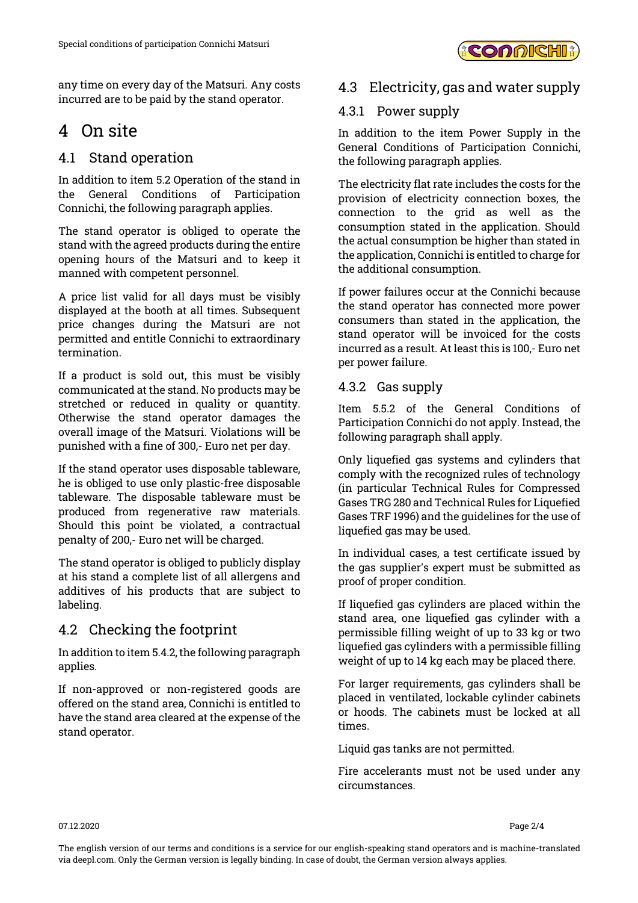any time on every day of the Matsuri. Any costs incurred are to be paid by the stand operator.

# 4 On site

## 4.1 Stand operation

In addition to item 5.2 Operation of the stand in the General Conditions of Participation Connichi, the following paragraph applies.

The stand operator is obliged to operate the stand with the agreed products during the entire opening hours of the Matsuri and to keep it manned with competent personnel.

A price list valid for all days must be visibly displayed at the booth at all times. Subsequent price changes during the Matsuri are not permitted and entitle Connichi to extraordinary termination.

If a product is sold out, this must be visibly communicated at the stand. No products may be stretched or reduced in quality or quantity. Otherwise the stand operator damages the overall image of the Matsuri. Violations will be punished with a fine of 300,- Euro net per day.

If the stand operator uses disposable tableware, he is obliged to use only plastic-free disposable tableware. The disposable tableware must be produced from regenerative raw materials. Should this point be violated, a contractual penalty of 200,- Euro net will be charged.

The stand operator is obliged to publicly display at his stand a complete list of all allergens and additives of his products that are subject to labeling.

## 4.2 Checking the footprint

In addition to item 5.4.2, the following paragraph applies.

If non-approved or non-registered goods are offered on the stand area, Connichi is entitled to have the stand area cleared at the expense of the stand operator.

## 4.3 Electricity, gas and water supply

### 4.3.1 Power supply

In addition to the item Power Supply in the General Conditions of Participation Connichi, the following paragraph applies.

The electricity flat rate includes the costs for the provision of electricity connection boxes, the connection to the grid as well as the consumption stated in the application. Should the actual consumption be higher than stated in the application, Connichi is entitled to charge for the additional consumption.

If power failures occur at the Connichi because the stand operator has connected more power consumers than stated in the application, the stand operator will be invoiced for the costs incurred as a result. At least this is 100,- Euro net per power failure.

### 4.3.2 Gas supply

Item 5.5.2 of the General Conditions of Participation Connichi do not apply. Instead, the following paragraph shall apply.

Only liquefied gas systems and cylinders that comply with the recognized rules of technology (in particular Technical Rules for Compressed Gases TRG 280 and Technical Rules for Liquefied Gases TRF 1996) and the guidelines for the use of liquefied gas may be used.

In individual cases, a test certificate issued by the gas supplier's expert must be submitted as proof of proper condition.

If liquefied gas cylinders are placed within the stand area, one liquefied gas cylinder with a permissible filling weight of up to 33 kg or two liquefied gas cylinders with a permissible filling weight of up to 14 kg each may be placed there.

For larger requirements, gas cylinders shall be placed in ventilated, lockable cylinder cabinets or hoods. The cabinets must be locked at all times.

Liquid gas tanks are not permitted.

Fire accelerants must not be used under any circumstances.

The english version of our terms and conditions is a service for our english-speaking stand operators and is machine-translated via deepl.com. Only the German version is legally binding. In case of doubt, the German version always applies.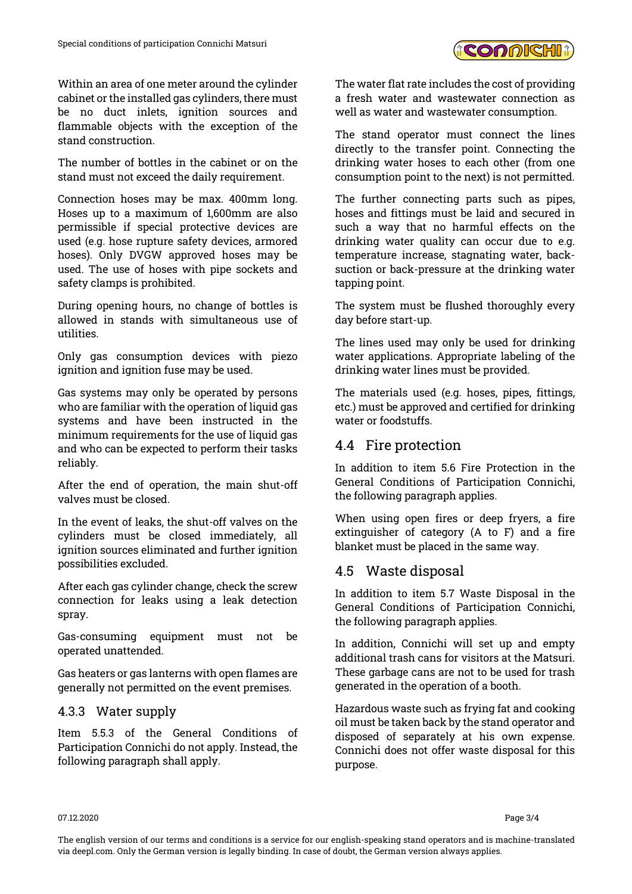Within an area of one meter around the cylinder cabinet or the installed gas cylinders, there must be no duct inlets, ignition sources and flammable objects with the exception of the stand construction.

The number of bottles in the cabinet or on the stand must not exceed the daily requirement.

Connection hoses may be max. 400mm long. Hoses up to a maximum of 1,600mm are also permissible if special protective devices are used (e.g. hose rupture safety devices, armored hoses). Only DVGW approved hoses may be used. The use of hoses with pipe sockets and safety clamps is prohibited.

During opening hours, no change of bottles is allowed in stands with simultaneous use of utilities.

Only gas consumption devices with piezo ignition and ignition fuse may be used.

Gas systems may only be operated by persons who are familiar with the operation of liquid gas systems and have been instructed in the minimum requirements for the use of liquid gas and who can be expected to perform their tasks reliably.

After the end of operation, the main shut-off valves must be closed.

In the event of leaks, the shut-off valves on the cylinders must be closed immediately, all ignition sources eliminated and further ignition possibilities excluded.

After each gas cylinder change, check the screw connection for leaks using a leak detection spray.

Gas-consuming equipment must not be operated unattended.

Gas heaters or gas lanterns with open flames are generally not permitted on the event premises.

### 4.3.3 Water supply

Item 5.5.3 of the General Conditions of Participation Connichi do not apply. Instead, the following paragraph shall apply.

The water flat rate includes the cost of providing a fresh water and wastewater connection as well as water and wastewater consumption.

The stand operator must connect the lines directly to the transfer point. Connecting the drinking water hoses to each other (from one consumption point to the next) is not permitted.

The further connecting parts such as pipes, hoses and fittings must be laid and secured in such a way that no harmful effects on the drinking water quality can occur due to e.g. temperature increase, stagnating water, back-suction or back-pressure at the drinking water tapping point.

The system must be flushed thoroughly every day before start-up.

The lines used may only be used for drinking water applications. Appropriate labeling of the drinking water lines must be provided.

The materials used (e.g. hoses, pipes, fittings, etc.) must be approved and certified for drinking water or foodstuffs.

## 4.4 Fire protection

In addition to item 5.6 Fire Protection in the General Conditions of Participation Connichi, the following paragraph applies.

When using open fires or deep fryers, a fire extinguisher of category (A to F) and a fire blanket must be placed in the same way.

## 4.5 Waste disposal

In addition to item 5.7 Waste Disposal in the General Conditions of Participation Connichi, the following paragraph applies.

In addition, Connichi will set up and empty additional trash cans for visitors at the Matsuri. These garbage cans are not to be used for trash generated in the operation of a booth.

Hazardous waste such as frying fat and cooking oil must be taken back by the stand operator and disposed of separately at his own expense. Connichi does not offer waste disposal for this purpose.

The english version of our terms and conditions is a service for our english-speaking stand operators and is machine-translated via deepl.com. Only the German version is legally binding. In case of doubt, the German version always applies.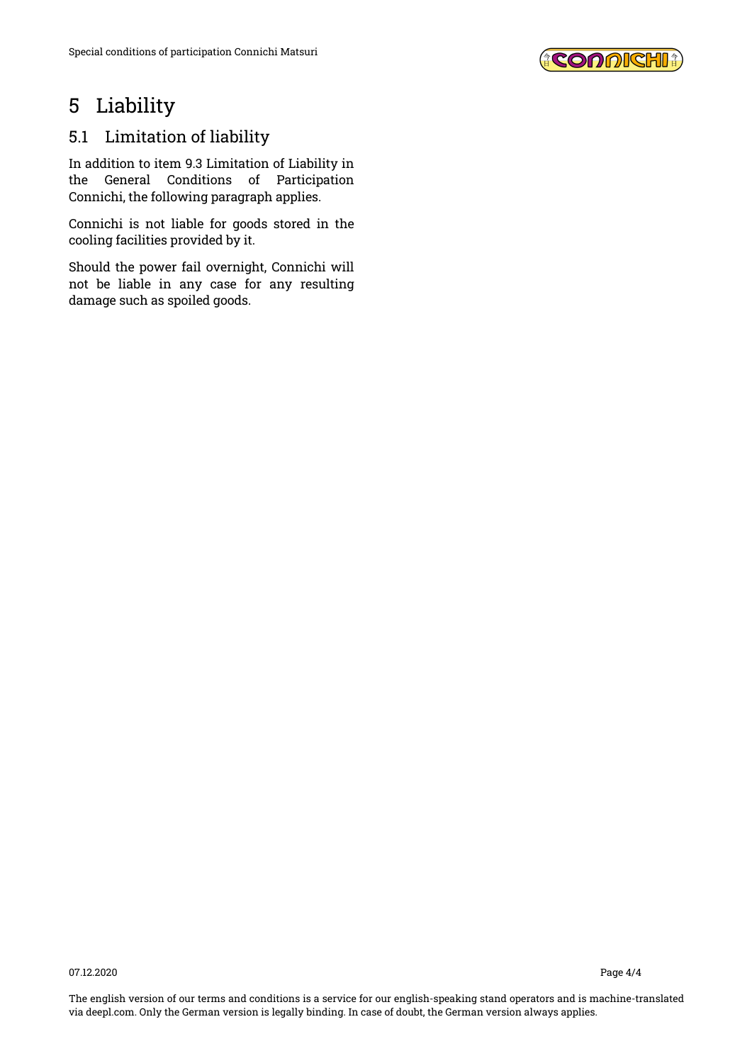# 5 Liability

## 5.1 Limitation of liability

In addition to item 9.3 Limitation of Liability in the General Conditions of Participation Connichi, the following paragraph applies.

Connichi is not liable for goods stored in the cooling facilities provided by it.

Should the power fail overnight, Connichi will not be liable in any case for any resulting damage such as spoiled goods.

The english version of our terms and conditions is a service for our english-speaking stand operators and is machine-translated via deepl.com. Only the German version is legally binding. In case of doubt, the German version always applies.